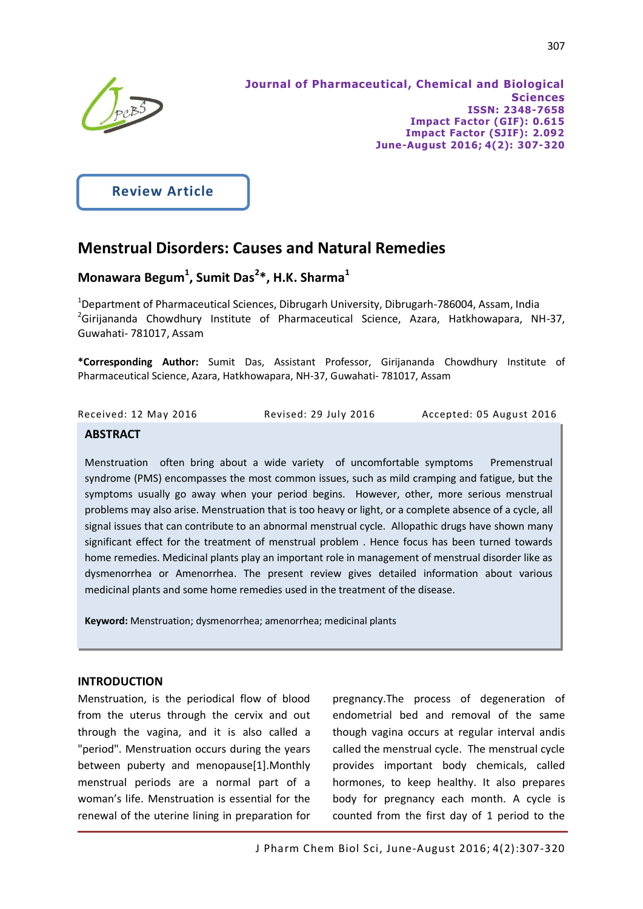Journal of Pharmaceutical, Chemical and Biological Sciences
ISSN: 2348-7658
Impact Factor (GIF): 0.615
Impact Factor (SJIF): 2.092
June-August 2016; 4(2): 307-320

**Review Article**

# Menstrual Disorders: Causes and Natural Remedies

**Monawara Begum[1], Sumit Das[2]*, H.K. Sharma[1]**

[1]Department of Pharmaceutical Sciences, Dibrugarh University, Dibrugarh-786004, Assam, India
[2]Girijananda Chowdhury Institute of Pharmaceutical Science, Azara, Hatkhowapara, NH-37, Guwahati- 781017, Assam

***Corresponding Author:** Sumit Das, Assistant Professor, Girijananda Chowdhury Institute of Pharmaceutical Science, Azara, Hatkhowapara, NH-37, Guwahati- 781017, Assam

Received: 12 May 2016 Revised: 29 July 2016 Accepted: 05 August 2016

## ABSTRACT

Menstruation often bring about a wide variety of uncomfortable symptoms Premenstrual syndrome (PMS) encompasses the most common issues, such as mild cramping and fatigue, but the symptoms usually go away when your period begins. However, other, more serious menstrual problems may also arise. Menstruation that is too heavy or light, or a complete absence of a cycle, all signal issues that can contribute to an abnormal menstrual cycle. Allopathic drugs have shown many significant effect for the treatment of menstrual problem . Hence focus has been turned towards home remedies. Medicinal plants play an important role in management of menstrual disorder like as dysmenorrhea or Amenorrhea. The present review gives detailed information about various medicinal plants and some home remedies used in the treatment of the disease.

**Keyword:** Menstruation; dysmenorrhea; amenorrhea; medicinal plants

## INTRODUCTION

Menstruation, is the periodical flow of blood from the uterus through the cervix and out through the vagina, and it is also called a "period". Menstruation occurs during the years between puberty and menopause[1].Monthly menstrual periods are a normal part of a woman's life. Menstruation is essential for the renewal of the uterine lining in preparation for pregnancy.The process of degeneration of endometrial bed and removal of the same though vagina occurs at regular interval andis called the menstrual cycle. The menstrual cycle provides important body chemicals, called hormones, to keep healthy. It also prepares body for pregnancy each month. A cycle is counted from the first day of 1 period to the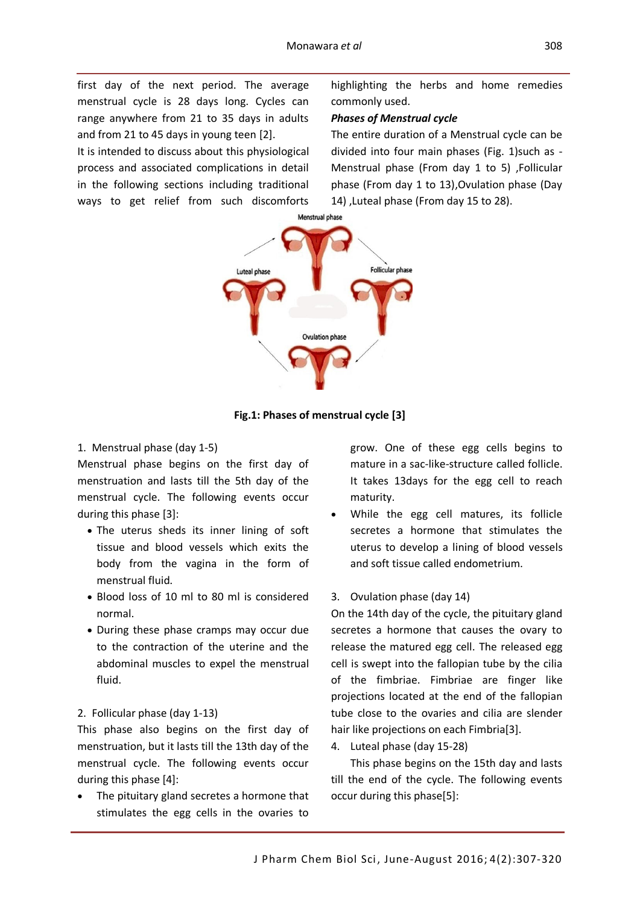first day of the next period. The average menstrual cycle is 28 days long. Cycles can range anywhere from 21 to 35 days in adults and from 21 to 45 days in young teen [2].

It is intended to discuss about this physiological process and associated complications in detail in the following sections including traditional ways to get relief from such discomforts highlighting the herbs and home remedies commonly used.

***Phases of Menstrual cycle***

The entire duration of a Menstrual cycle can be divided into four main phases (Fig. 1)such as - Menstrual phase (From day 1 to 5) ,Follicular phase (From day 1 to 13),Ovulation phase (Day 14) ,Luteal phase (From day 15 to 28).

**Fig.1: Phases of menstrual cycle [3]**

1. Menstrual phase (day 1-5)

Menstrual phase begins on the first day of menstruation and lasts till the 5th day of the menstrual cycle. The following events occur during this phase [3]:

- The uterus sheds its inner lining of soft tissue and blood vessels which exits the body from the vagina in the form of menstrual fluid.
- Blood loss of 10 ml to 80 ml is considered normal.
- During these phase cramps may occur due to the contraction of the uterine and the abdominal muscles to expel the menstrual fluid.

2. Follicular phase (day 1-13)

This phase also begins on the first day of menstruation, but it lasts till the 13th day of the menstrual cycle. The following events occur during this phase [4]:

- The pituitary gland secretes a hormone that stimulates the egg cells in the ovaries to grow. One of these egg cells begins to mature in a sac-like-structure called follicle. It takes 13days for the egg cell to reach maturity.
- While the egg cell matures, its follicle secretes a hormone that stimulates the uterus to develop a lining of blood vessels and soft tissue called endometrium.

3. Ovulation phase (day 14)

On the 14th day of the cycle, the pituitary gland secretes a hormone that causes the ovary to release the matured egg cell. The released egg cell is swept into the fallopian tube by the cilia of the fimbriae. Fimbriae are finger like projections located at the end of the fallopian tube close to the ovaries and cilia are slender hair like projections on each Fimbria[3].

4. Luteal phase (day 15-28)

This phase begins on the 15th day and lasts till the end of the cycle. The following events occur during this phase[5]: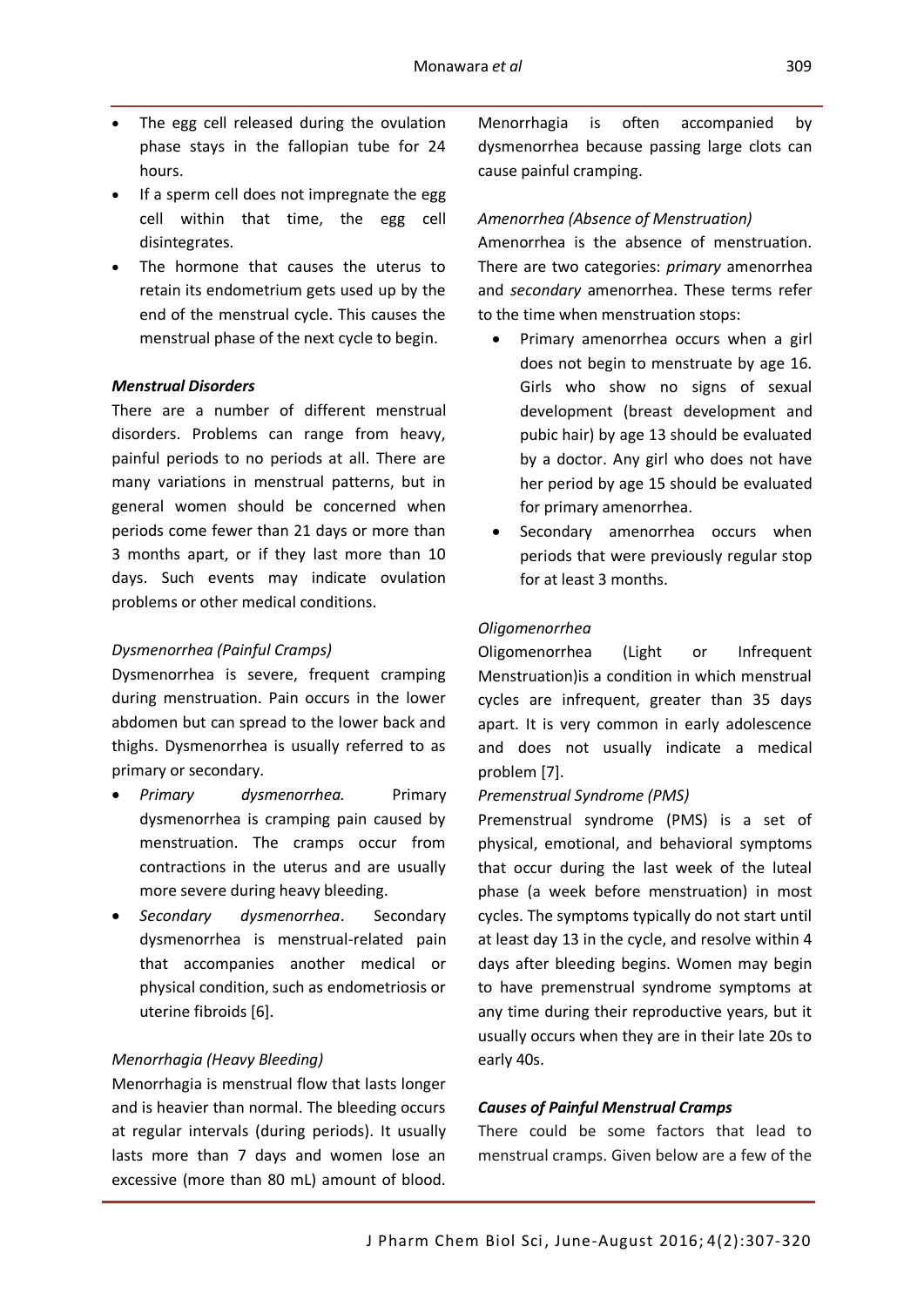- The egg cell released during the ovulation phase stays in the fallopian tube for 24 hours.
- If a sperm cell does not impregnate the egg cell within that time, the egg cell disintegrates.
- The hormone that causes the uterus to retain its endometrium gets used up by the end of the menstrual cycle. This causes the menstrual phase of the next cycle to begin.

### *Menstrual Disorders*

There are a number of different menstrual disorders. Problems can range from heavy, painful periods to no periods at all. There are many variations in menstrual patterns, but in general women should be concerned when periods come fewer than 21 days or more than 3 months apart, or if they last more than 10 days. Such events may indicate ovulation problems or other medical conditions.

#### *Dysmenorrhea (Painful Cramps)*

Dysmenorrhea is severe, frequent cramping during menstruation. Pain occurs in the lower abdomen but can spread to the lower back and thighs. Dysmenorrhea is usually referred to as primary or secondary.

- *Primary dysmenorrhea.* Primary dysmenorrhea is cramping pain caused by menstruation. The cramps occur from contractions in the uterus and are usually more severe during heavy bleeding.
- *Secondary dysmenorrhea*. Secondary dysmenorrhea is menstrual-related pain that accompanies another medical or physical condition, such as endometriosis or uterine fibroids [6].

#### *Menorrhagia (Heavy Bleeding)*

Menorrhagia is menstrual flow that lasts longer and is heavier than normal. The bleeding occurs at regular intervals (during periods). It usually lasts more than 7 days and women lose an excessive (more than 80 mL) amount of blood. Menorrhagia is often accompanied by dysmenorrhea because passing large clots can cause painful cramping.

#### *Amenorrhea (Absence of Menstruation)*

Amenorrhea is the absence of menstruation. There are two categories: *primary* amenorrhea and *secondary* amenorrhea. These terms refer to the time when menstruation stops:

- Primary amenorrhea occurs when a girl does not begin to menstruate by age 16. Girls who show no signs of sexual development (breast development and pubic hair) by age 13 should be evaluated by a doctor. Any girl who does not have her period by age 15 should be evaluated for primary amenorrhea.
- Secondary amenorrhea occurs when periods that were previously regular stop for at least 3 months.

#### *Oligomenorrhea*

Oligomenorrhea (Light or Infrequent Menstruation)is a condition in which menstrual cycles are infrequent, greater than 35 days apart. It is very common in early adolescence and does not usually indicate a medical problem [7].

#### *Premenstrual Syndrome (PMS)*

Premenstrual syndrome (PMS) is a set of physical, emotional, and behavioral symptoms that occur during the last week of the luteal phase (a week before menstruation) in most cycles. The symptoms typically do not start until at least day 13 in the cycle, and resolve within 4 days after bleeding begins. Women may begin to have premenstrual syndrome symptoms at any time during their reproductive years, but it usually occurs when they are in their late 20s to early 40s.

### *Causes of Painful Menstrual Cramps*

There could be some factors that lead to menstrual cramps. Given below are a few of the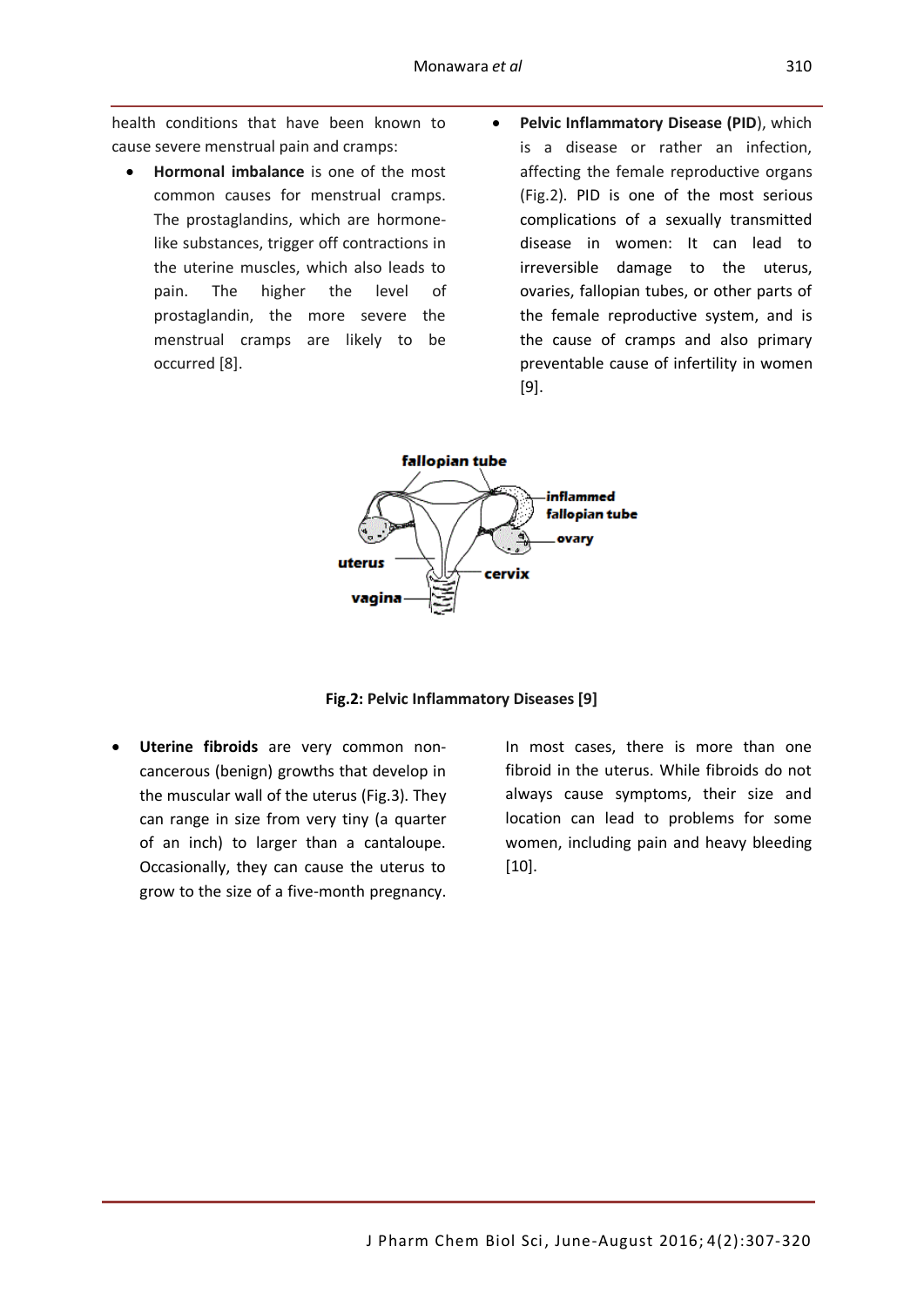health conditions that have been known to cause severe menstrual pain and cramps:

- **Hormonal imbalance** is one of the most common causes for menstrual cramps. The prostaglandins, which are hormone-like substances, trigger off contractions in the uterine muscles, which also leads to pain. The higher the level of prostaglandin, the more severe the menstrual cramps are likely to be occurred [8].
- **Pelvic Inflammatory Disease (PID**), which is a disease or rather an infection, affecting the female reproductive organs (Fig.2). PID is one of the most serious complications of a sexually transmitted disease in women: It can lead to irreversible damage to the uterus, ovaries, fallopian tubes, or other parts of the female reproductive system, and is the cause of cramps and also primary preventable cause of infertility in women [9].

**Fig.2: Pelvic Inflammatory Diseases [9]**

- **Uterine fibroids** are very common non-cancerous (benign) growths that develop in the muscular wall of the uterus (Fig.3). They can range in size from very tiny (a quarter of an inch) to larger than a cantaloupe. Occasionally, they can cause the uterus to grow to the size of a five-month pregnancy. In most cases, there is more than one fibroid in the uterus. While fibroids do not always cause symptoms, their size and location can lead to problems for some women, including pain and heavy bleeding [10].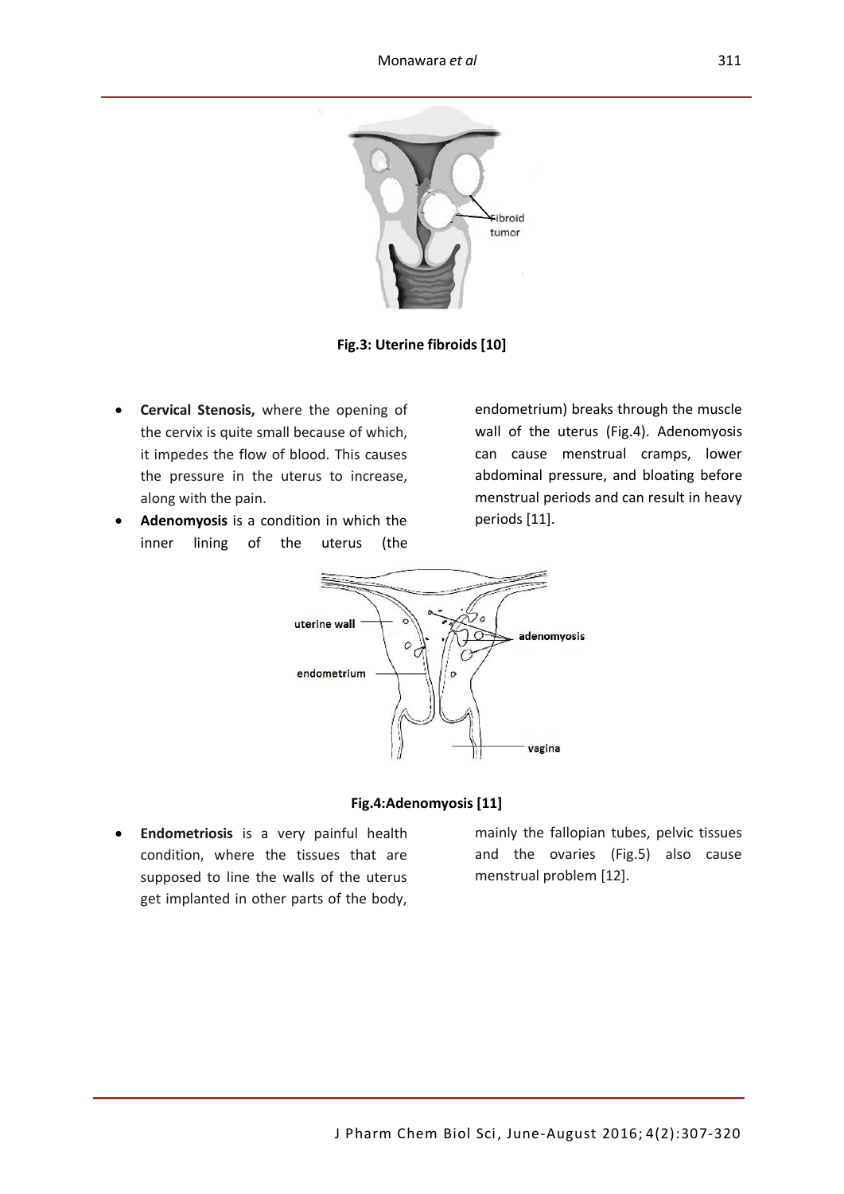Fig.3: Uterine fibroids [10]

- **Cervical Stenosis,** where the opening of the cervix is quite small because of which, it impedes the flow of blood. This causes the pressure in the uterus to increase, along with the pain.
- **Adenomyosis** is a condition in which the inner lining of the uterus (the endometrium) breaks through the muscle wall of the uterus (Fig.4). Adenomyosis can cause menstrual cramps, lower abdominal pressure, and bloating before menstrual periods and can result in heavy periods [11].

Fig.4:Adenomyosis [11]

- **Endometriosis** is a very painful health condition, where the tissues that are supposed to line the walls of the uterus get implanted in other parts of the body, mainly the fallopian tubes, pelvic tissues and the ovaries (Fig.5) also cause menstrual problem [12].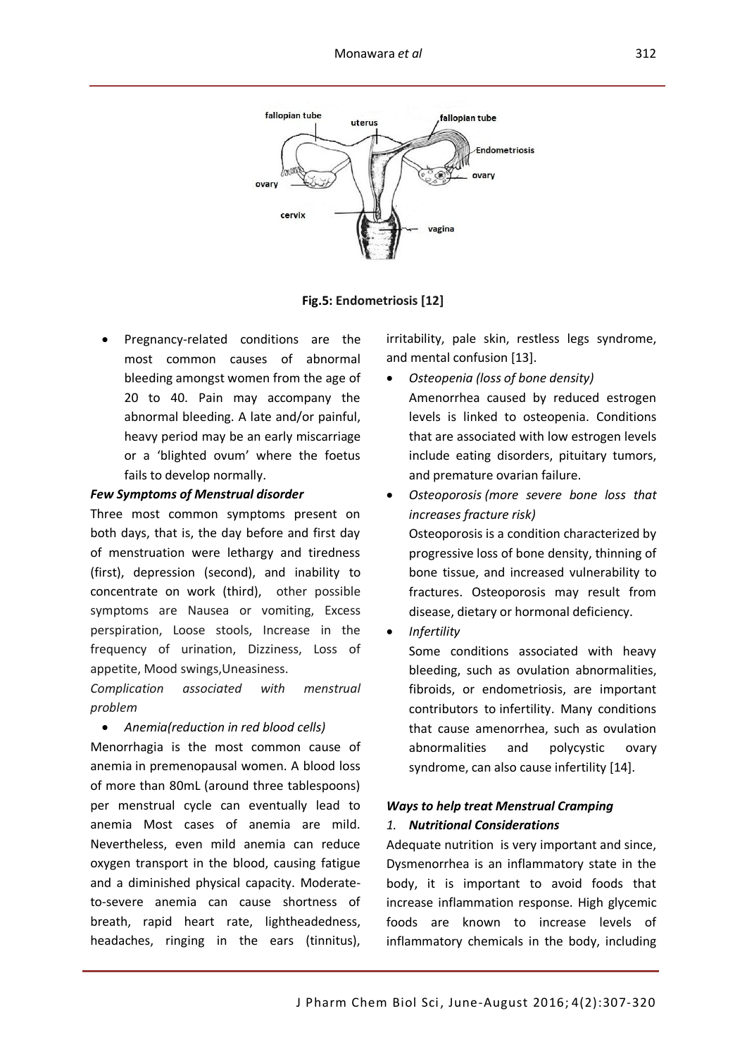Fig.5: Endometriosis [12]

- Pregnancy-related conditions are the most common causes of abnormal bleeding amongst women from the age of 20 to 40. Pain may accompany the abnormal bleeding. A late and/or painful, heavy period may be an early miscarriage or a 'blighted ovum' where the foetus fails to develop normally.

***Few Symptoms of Menstrual disorder***

Three most common symptoms present on both days, that is, the day before and first day of menstruation were lethargy and tiredness (first), depression (second), and inability to concentrate on work (third), other possible symptoms are Nausea or vomiting, Excess perspiration, Loose stools, Increase in the frequency of urination, Dizziness, Loss of appetite, Mood swings,Uneasiness.

*Complication associated with menstrual problem*

- *Anemia(reduction in red blood cells)*

Menorrhagia is the most common cause of anemia in premenopausal women. A blood loss of more than 80mL (around three tablespoons) per menstrual cycle can eventually lead to anemia Most cases of anemia are mild. Nevertheless, even mild anemia can reduce oxygen transport in the blood, causing fatigue and a diminished physical capacity. Moderate-to-severe anemia can cause shortness of breath, rapid heart rate, lightheadedness, headaches, ringing in the ears (tinnitus), irritability, pale skin, restless legs syndrome, and mental confusion [13].

- *Osteopenia (loss of bone density)*
  Amenorrhea caused by reduced estrogen levels is linked to osteopenia. Conditions that are associated with low estrogen levels include eating disorders, pituitary tumors, and premature ovarian failure.
- *Osteoporosis (more severe bone loss that increases fracture risk)*
  Osteoporosis is a condition characterized by progressive loss of bone density, thinning of bone tissue, and increased vulnerability to fractures. Osteoporosis may result from disease, dietary or hormonal deficiency.
- *Infertility*
  Some conditions associated with heavy bleeding, such as ovulation abnormalities, fibroids, or endometriosis, are important contributors to infertility. Many conditions that cause amenorrhea, such as ovulation abnormalities and polycystic ovary syndrome, can also cause infertility [14].

***Ways to help treat Menstrual Cramping***

***1. Nutritional Considerations***

Adequate nutrition is very important and since, Dysmenorrhea is an inflammatory state in the body, it is important to avoid foods that increase inflammation response. High glycemic foods are known to increase levels of inflammatory chemicals in the body, including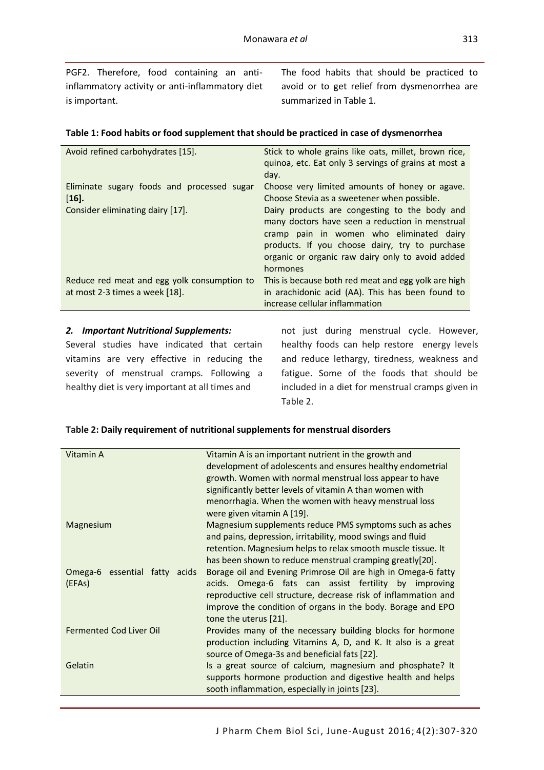PGF2. Therefore, food containing an anti-inflammatory activity or anti-inflammatory diet is important.

The food habits that should be practiced to avoid or to get relief from dysmenorrhea are summarized in Table 1.

**Table 1: Food habits or food supplement that should be practiced in case of dysmenorrhea**

| | |
|---|---|
| Avoid refined carbohydrates [15]. | Stick to whole grains like oats, millet, brown rice, quinoa, etc. Eat only 3 servings of grains at most a day. |
| Eliminate sugary foods and processed sugar [**16**]. | Choose very limited amounts of honey or agave. Choose Stevia as a sweetener when possible. |
| Consider eliminating dairy [17]. | Dairy products are congesting to the body and many doctors have seen a reduction in menstrual cramp pain in women who eliminated dairy products. If you choose dairy, try to purchase organic or organic raw dairy only to avoid added hormones |
| Reduce red meat and egg yolk consumption to at most 2-3 times a week [18]. | This is because both red meat and egg yolk are high in arachidonic acid (AA). This has been found to increase cellular inflammation |

### *2. Important Nutritional Supplements:*

Several studies have indicated that certain vitamins are very effective in reducing the severity of menstrual cramps. Following a healthy diet is very important at all times and not just during menstrual cycle. However, healthy foods can help restore energy levels and reduce lethargy, tiredness, weakness and fatigue. Some of the foods that should be included in a diet for menstrual cramps given in Table 2.

**Table 2: Daily requirement of nutritional supplements for menstrual disorders**

| | |
|---|---|
| Vitamin A | Vitamin A is an important nutrient in the growth and development of adolescents and ensures healthy endometrial growth. Women with normal menstrual loss appear to have significantly better levels of vitamin A than women with menorrhagia. When the women with heavy menstrual loss were given vitamin A [19]. |
| Magnesium | Magnesium supplements reduce PMS symptoms such as aches and pains, depression, irritability, mood swings and fluid retention. Magnesium helps to relax smooth muscle tissue. It has been shown to reduce menstrual cramping greatly[20]. |
| Omega-6 essential fatty acids (EFAs) | Borage oil and Evening Primrose Oil are high in Omega-6 fatty acids. Omega-6 fats can assist fertility by improving reproductive cell structure, decrease risk of inflammation and improve the condition of organs in the body. Borage and EPO tone the uterus [21]. |
| Fermented Cod Liver Oil | Provides many of the necessary building blocks for hormone production including Vitamins A, D, and K. It also is a great source of Omega-3s and beneficial fats [22]. |
| Gelatin | Is a great source of calcium, magnesium and phosphate? It supports hormone production and digestive health and helps sooth inflammation, especially in joints [23]. |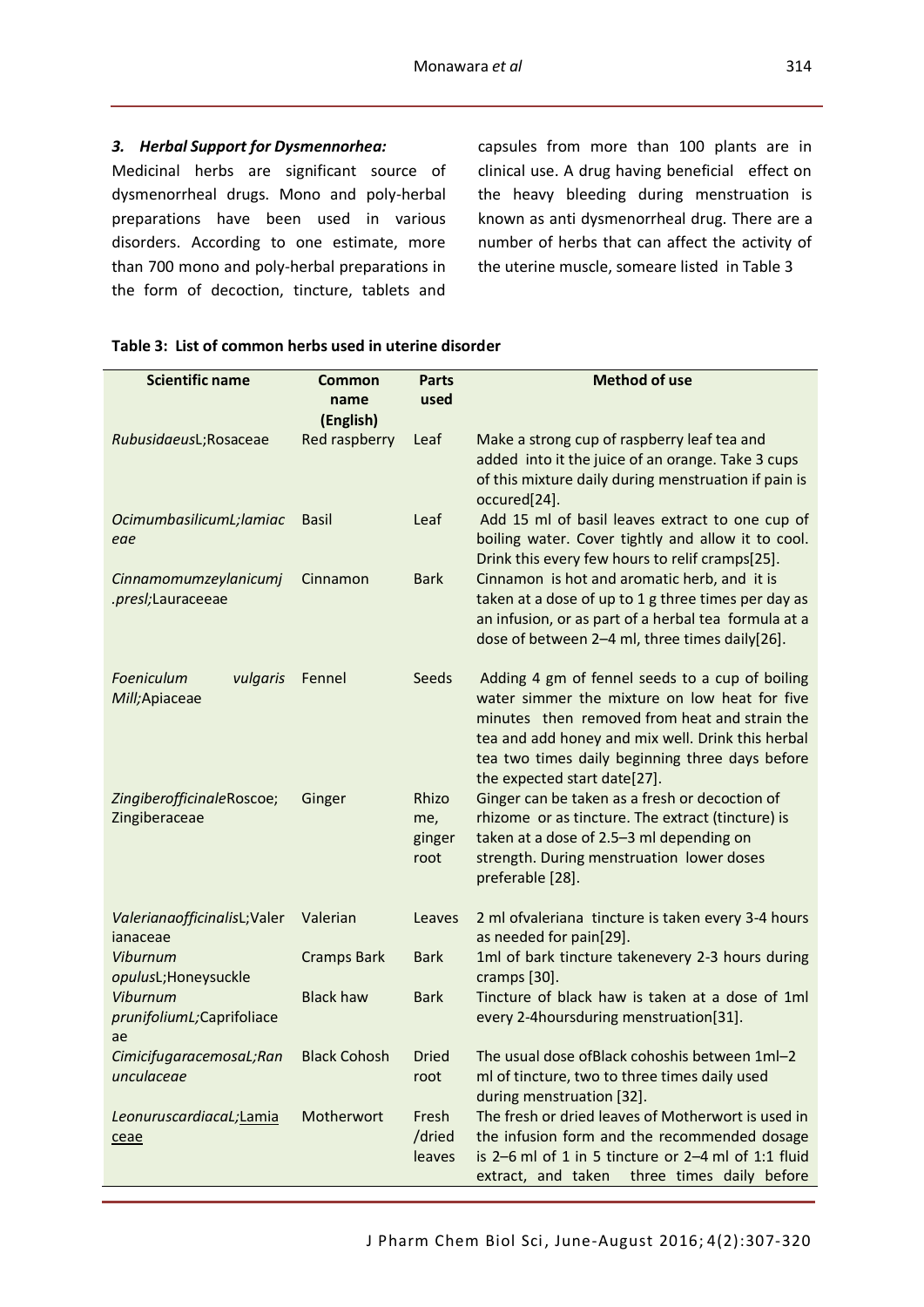### *3. Herbal Support for Dysmennorhea:*

Medicinal herbs are significant source of dysmenorrheal drugs. Mono and poly-herbal preparations have been used in various disorders. According to one estimate, more than 700 mono and poly-herbal preparations in the form of decoction, tincture, tablets and capsules from more than 100 plants are in clinical use. A drug having beneficial effect on the heavy bleeding during menstruation is known as anti dysmenorrheal drug. There are a number of herbs that can affect the activity of the uterine muscle, someare listed in Table 3

**Table 3: List of common herbs used in uterine disorder**

| Scientific name | Common name (English) | Parts used | Method of use |
|---|---|---|---|
| *RubusidaeusL*;Rosaceae | Red raspberry | Leaf | Make a strong cup of raspberry leaf tea and added into it the juice of an orange. Take 3 cups of this mixture daily during menstruation if pain is occured[24]. |
| *OcimumbasilicumL;lamiaceae* | Basil | Leaf | Add 15 ml of basil leaves extract to one cup of boiling water. Cover tightly and allow it to cool. Drink this every few hours to relif cramps[25]. |
| *Cinnamomumzeylanicumj .presl*;Lauraceeae | Cinnamon | Bark | Cinnamon is hot and aromatic herb, and it is taken at a dose of up to 1 g three times per day as an infusion, or as part of a herbal tea formula at a dose of between 2–4 ml, three times daily[26]. |
| *Foeniculum vulgaris Mill*;Apiaceae | Fennel | Seeds | Adding 4 gm of fennel seeds to a cup of boiling water simmer the mixture on low heat for five minutes then removed from heat and strain the tea and add honey and mix well. Drink this herbal tea two times daily beginning three days before the expected start date[27]. |
| *ZingiberofficinaleRoscoe*; Zingiberaceae | Ginger | Rhizome, ginger root | Ginger can be taken as a fresh or decoction of rhizome or as tincture. The extract (tincture) is taken at a dose of 2.5–3 ml depending on strength. During menstruation lower doses preferable [28]. |
| *ValerianaofficinalisL*;Valerianaceae | Valerian | Leaves | 2 ml ofvaleriana tincture is taken every 3-4 hours as needed for pain[29]. |
| *Viburnum opulusL*;Honeysuckle | Cramps Bark | Bark | 1ml of bark tincture takenevery 2-3 hours during cramps [30]. |
| *Viburnum prunifoliumL;Caprifoliaceae* | Black haw | Bark | Tincture of black haw is taken at a dose of 1ml every 2-4hoursduring menstruation[31]. |
| *CimicifugaracemosaL;Ranunculaceae* | Black Cohosh | Dried root | The usual dose ofBlack cohoshis between 1ml–2 ml of tincture, two to three times daily used during menstruation [32]. |
| *LeonuruscardiacaL;*Lamiaceae | Motherwort | Fresh /dried leaves | The fresh or dried leaves of Motherwort is used in the infusion form and the recommended dosage is 2–6 ml of 1 in 5 tincture or 2–4 ml of 1:1 fluid extract, and taken three times daily before |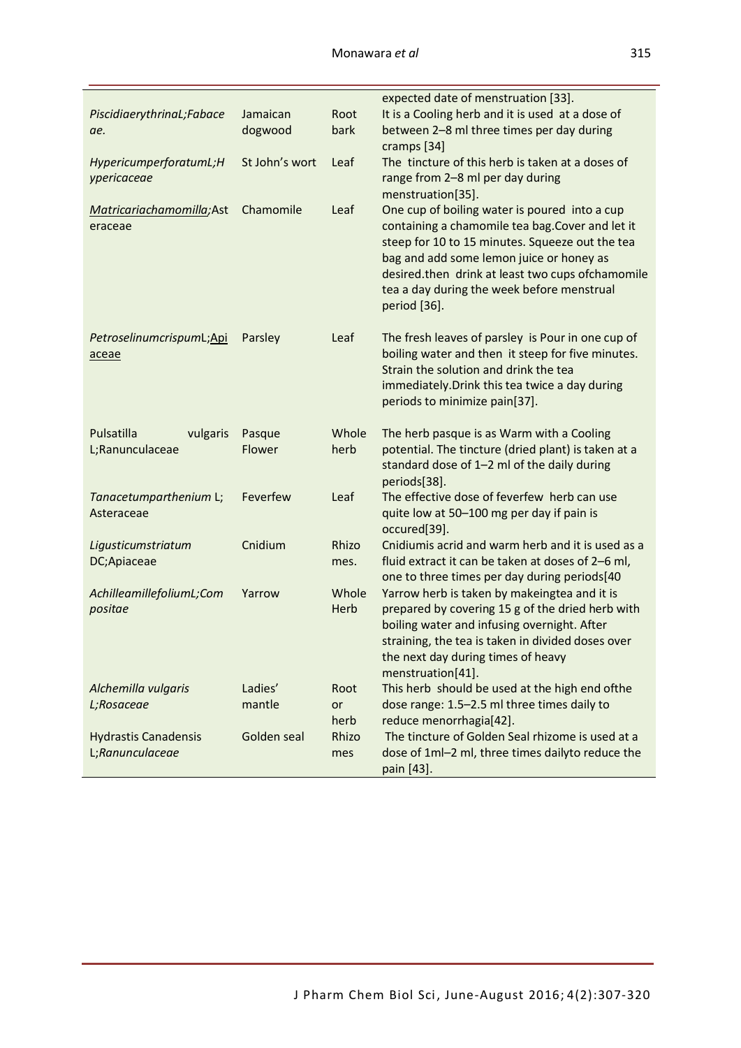| | | | expected date of menstruation [33]. |
|---|---|---|---|
| *PiscidiaerythrinaL;Fabaceae.* | Jamaican dogwood | Root bark | It is a Cooling herb and it is used at a dose of between 2–8 ml three times per day during cramps [34] |
| *HypericumperforatumL;Hypericaceae* | St John's wort | Leaf | The tincture of this herb is taken at a doses of range from 2–8 ml per day during menstruation[35]. |
| *Matricariachamomilla;*Asteraceae | Chamomile | Leaf | One cup of boiling water is poured into a cup containing a chamomile tea bag.Cover and let it steep for 10 to 15 minutes. Squeeze out the tea bag and add some lemon juice or honey as desired.then drink at least two cups ofchamomile tea a day during the week before menstrual period [36]. |
| *Petroselinumcrispum*L;Apiaceae | Parsley | Leaf | The fresh leaves of parsley is Pour in one cup of boiling water and then it steep for five minutes. Strain the solution and drink the tea immediately.Drink this tea twice a day during periods to minimize pain[37]. |
| Pulsatilla vulgaris L;Ranunculaceae | Pasque Flower | Whole herb | The herb pasque is as Warm with a Cooling potential. The tincture (dried plant) is taken at a standard dose of 1–2 ml of the daily during periods[38]. |
| *Tanacetumparthenium* L; Asteraceae | Feverfew | Leaf | The effective dose of feverfew herb can use quite low at 50–100 mg per day if pain is occured[39]. |
| *Ligusticumstriatum* DC;Apiaceae | Cnidium | Rhizomes. | Cnidiumis acrid and warm herb and it is used as a fluid extract it can be taken at doses of 2–6 ml, one to three times per day during periods[40 |
| *AchilleamillefoliumL;Compositae* | Yarrow | Whole Herb | Yarrow herb is taken by makeingtea and it is prepared by covering 15 g of the dried herb with boiling water and infusing overnight. After straining, the tea is taken in divided doses over the next day during times of heavy menstruation[41]. |
| *Alchemilla vulgaris L;Rosaceae* | Ladies' mantle | Root or herb | This herb should be used at the high end ofthe dose range: 1.5–2.5 ml three times daily to reduce menorrhagia[42]. |
| Hydrastis Canadensis L;*Ranunculaceae* | Golden seal | Rhizomes | The tincture of Golden Seal rhizome is used at a dose of 1ml–2 ml, three times dailyto reduce the pain [43]. |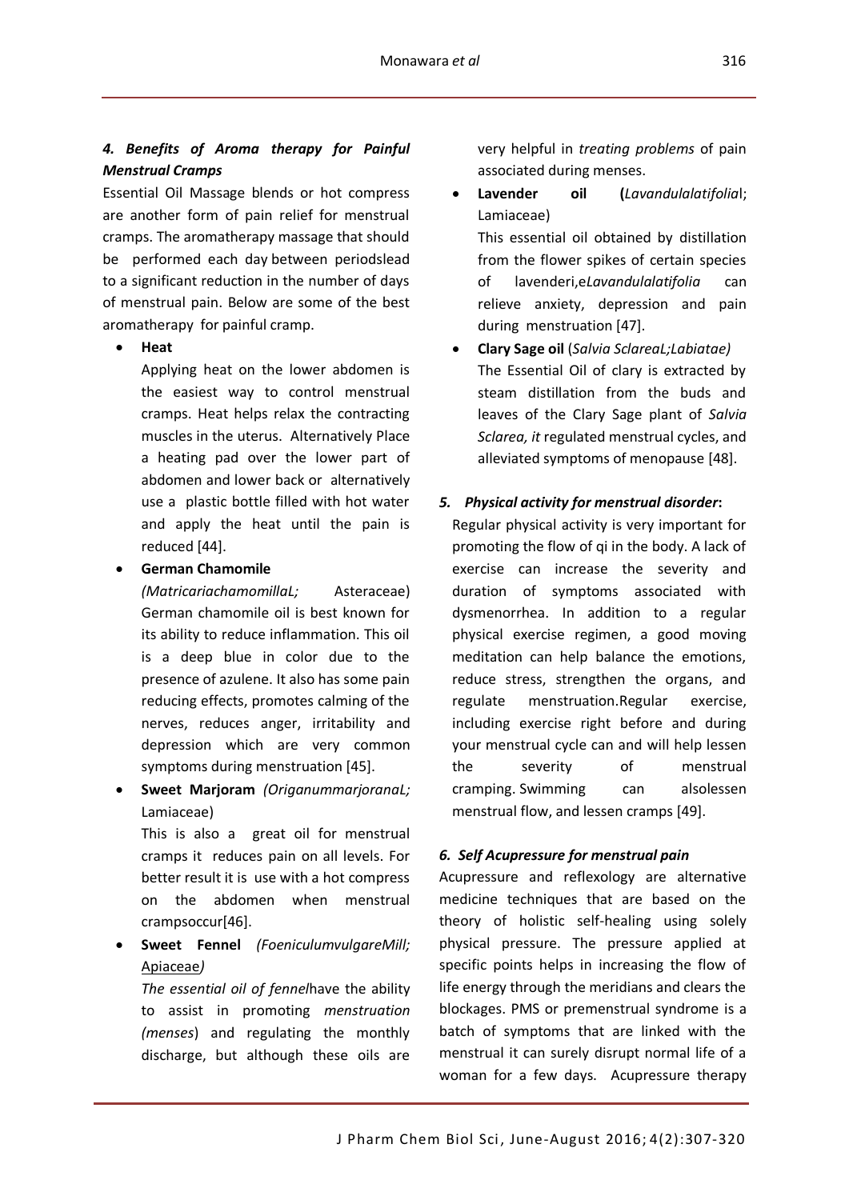### *4. Benefits of Aroma therapy for Painful Menstrual Cramps*

Essential Oil Massage blends or hot compress are another form of pain relief for menstrual cramps. The aromatherapy massage that should be performed each day between periodslead to a significant reduction in the number of days of menstrual pain. Below are some of the best aromatherapy for painful cramp.

- **Heat**

  Applying heat on the lower abdomen is the easiest way to control menstrual cramps. Heat helps relax the contracting muscles in the uterus. Alternatively Place a heating pad over the lower part of abdomen and lower back or alternatively use a plastic bottle filled with hot water and apply the heat until the pain is reduced [44].

- **German Chamomile** *(MatricariachamomillaL;* Asteraceae)

  German chamomile oil is best known for its ability to reduce inflammation. This oil is a deep blue in color due to the presence of azulene. It also has some pain reducing effects, promotes calming of the nerves, reduces anger, irritability and depression which are very common symptoms during menstruation [45].

- **Sweet Marjoram** *(OriganummarjoranaL;* Lamiaceae)

  This is also a great oil for menstrual cramps it reduces pain on all levels. For better result it is use with a hot compress on the abdomen when menstrual crampsoccur[46].

- **Sweet Fennel** *(FoeniculumvulgareMill;* Apiaceae*)*

  *The essential oil of fennel*have the ability to assist in promoting *menstruation (menses*) and regulating the monthly discharge, but although these oils are very helpful in *treating problems* of pain associated during menses.

- **Lavender oil (***Lavandulalatifolia*l; Lamiaceae)

  This essential oil obtained by distillation from the flower spikes of certain species of lavenderi,e*Lavandulalatifolia* can relieve anxiety, depression and pain during menstruation [47].

- **Clary Sage oil** (*Salvia SclareaL;Labiatae)*

  The Essential Oil of clary is extracted by steam distillation from the buds and leaves of the Clary Sage plant of *Salvia Sclarea, it* regulated menstrual cycles, and alleviated symptoms of menopause [48].

### *5. Physical activity for menstrual disorder***:**

Regular physical activity is very important for promoting the flow of qi in the body. A lack of exercise can increase the severity and duration of symptoms associated with dysmenorrhea. In addition to a regular physical exercise regimen, a good moving meditation can help balance the emotions, reduce stress, strengthen the organs, and regulate menstruation.Regular exercise, including exercise right before and during your menstrual cycle can and will help lessen the severity of menstrual cramping. Swimming can alsolessen menstrual flow, and lessen cramps [49].

### *6. Self Acupressure for menstrual pain*

Acupressure and reflexology are alternative medicine techniques that are based on the theory of holistic self-healing using solely physical pressure. The pressure applied at specific points helps in increasing the flow of life energy through the meridians and clears the blockages. PMS or premenstrual syndrome is a batch of symptoms that are linked with the menstrual it can surely disrupt normal life of a woman for a few days. Acupressure therapy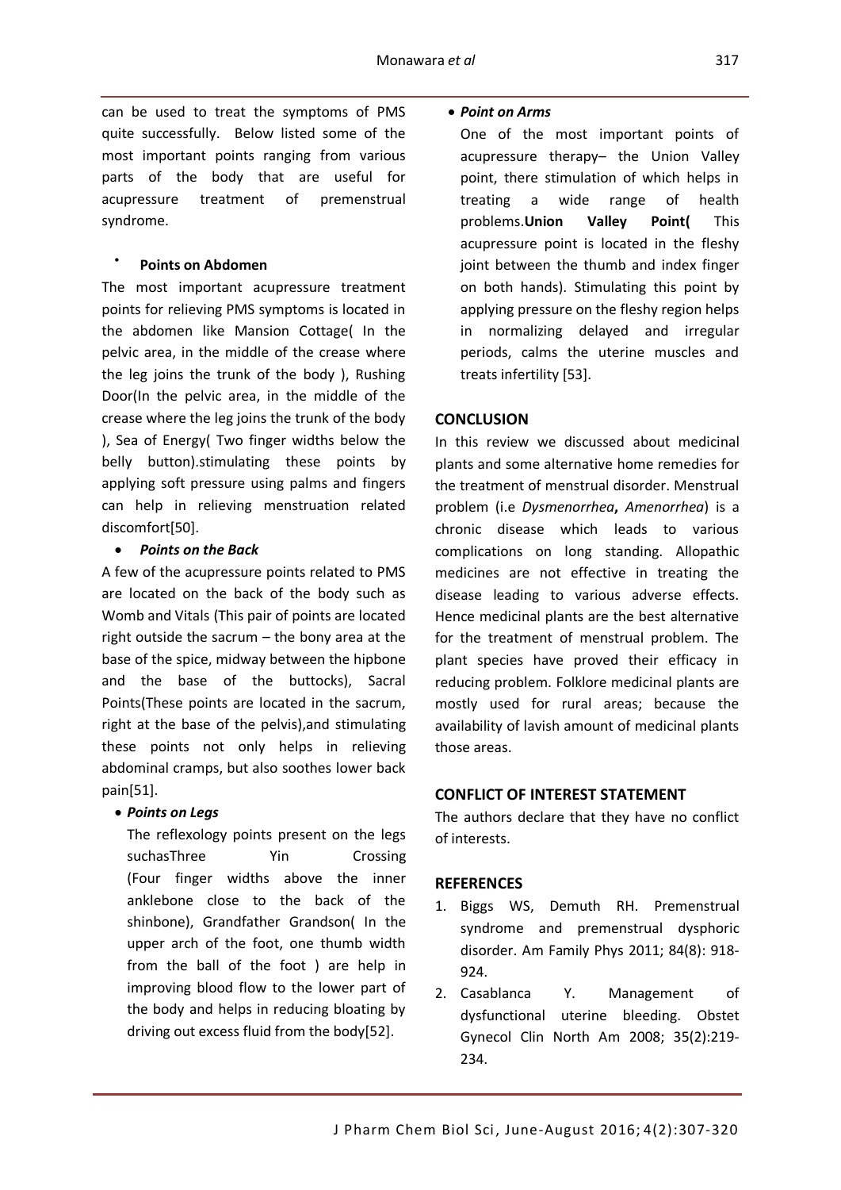can be used to treat the symptoms of PMS quite successfully. Below listed some of the most important points ranging from various parts of the body that are useful for acupressure treatment of premenstrual syndrome.

- **Points on Abdomen**

The most important acupressure treatment points for relieving PMS symptoms is located in the abdomen like Mansion Cottage( In the pelvic area, in the middle of the crease where the leg joins the trunk of the body ), Rushing Door(In the pelvic area, in the middle of the crease where the leg joins the trunk of the body ), Sea of Energy( Two finger widths below the belly button).stimulating these points by applying soft pressure using palms and fingers can help in relieving menstruation related discomfort[50].

- ***Points on the Back***

A few of the acupressure points related to PMS are located on the back of the body such as Womb and Vitals (This pair of points are located right outside the sacrum – the bony area at the base of the spice, midway between the hipbone and the base of the buttocks), Sacral Points(These points are located in the sacrum, right at the base of the pelvis),and stimulating these points not only helps in relieving abdominal cramps, but also soothes lower back pain[51].

- ***Points on Legs***

  The reflexology points present on the legs suchasThree Yin Crossing (Four finger widths above the inner anklebone close to the back of the shinbone), Grandfather Grandson( In the upper arch of the foot, one thumb width from the ball of the foot ) are help in improving blood flow to the lower part of the body and helps in reducing bloating by driving out excess fluid from the body[52].

- ***Point on Arms***

  One of the most important points of acupressure therapy– the Union Valley point, there stimulation of which helps in treating a wide range of health problems.**Union Valley Point(** This acupressure point is located in the fleshy joint between the thumb and index finger on both hands). Stimulating this point by applying pressure on the fleshy region helps in normalizing delayed and irregular periods, calms the uterine muscles and treats infertility [53].

## CONCLUSION

In this review we discussed about medicinal plants and some alternative home remedies for the treatment of menstrual disorder. Menstrual problem (i.e *Dysmenorrhea***,** *Amenorrhea*) is a chronic disease which leads to various complications on long standing. Allopathic medicines are not effective in treating the disease leading to various adverse effects. Hence medicinal plants are the best alternative for the treatment of menstrual problem. The plant species have proved their efficacy in reducing problem. Folklore medicinal plants are mostly used for rural areas; because the availability of lavish amount of medicinal plants those areas.

## CONFLICT OF INTEREST STATEMENT

The authors declare that they have no conflict of interests.

## REFERENCES

1. Biggs WS, Demuth RH. Premenstrual syndrome and premenstrual dysphoric disorder. Am Family Phys 2011; 84(8): 918-924.
2. Casablanca Y. Management of dysfunctional uterine bleeding. Obstet Gynecol Clin North Am 2008; 35(2):219-234.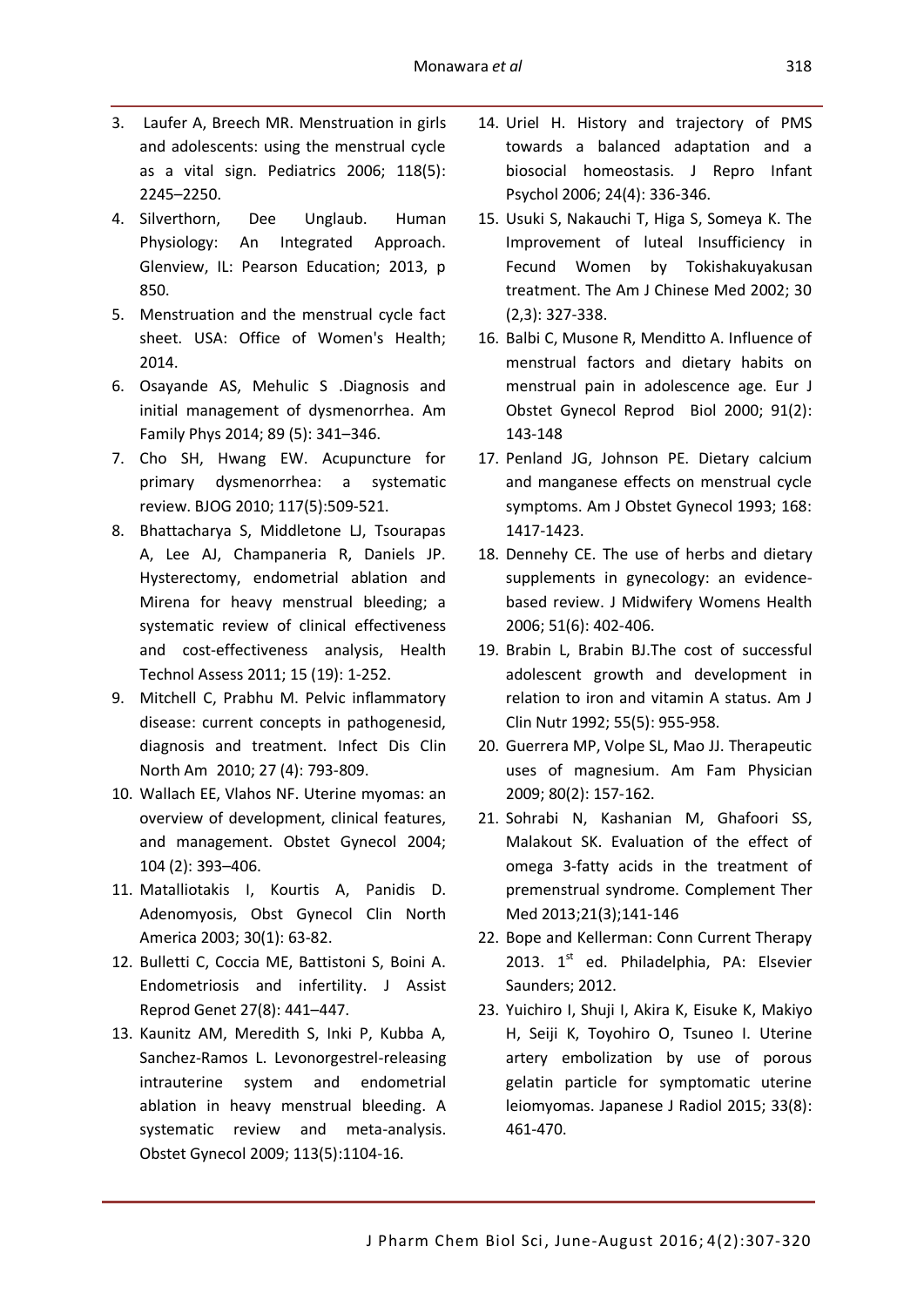3. Laufer A, Breech MR. Menstruation in girls and adolescents: using the menstrual cycle as a vital sign. Pediatrics 2006; 118(5): 2245–2250.
4. Silverthorn, Dee Unglaub. Human Physiology: An Integrated Approach. Glenview, IL: Pearson Education; 2013, p 850.
5. Menstruation and the menstrual cycle fact sheet. USA: Office of Women's Health; 2014.
6. Osayande AS, Mehulic S .Diagnosis and initial management of dysmenorrhea. Am Family Phys 2014; 89 (5): 341–346.
7. Cho SH, Hwang EW. Acupuncture for primary dysmenorrhea: a systematic review. BJOG 2010; 117(5):509-521.
8. Bhattacharya S, Middletone LJ, Tsourapas A, Lee AJ, Champaneria R, Daniels JP. Hysterectomy, endometrial ablation and Mirena for heavy menstrual bleeding; a systematic review of clinical effectiveness and cost-effectiveness analysis, Health Technol Assess 2011; 15 (19): 1-252.
9. Mitchell C, Prabhu M. Pelvic inflammatory disease: current concepts in pathogenesid, diagnosis and treatment. Infect Dis Clin North Am 2010; 27 (4): 793-809.
10. Wallach EE, Vlahos NF. Uterine myomas: an overview of development, clinical features, and management. Obstet Gynecol 2004; 104 (2): 393–406.
11. Matalliotakis I, Kourtis A, Panidis D. Adenomyosis, Obst Gynecol Clin North America 2003; 30(1): 63-82.
12. Bulletti C, Coccia ME, Battistoni S, Boini A. Endometriosis and infertility. J Assist Reprod Genet 27(8): 441–447.
13. Kaunitz AM, Meredith S, Inki P, Kubba A, Sanchez-Ramos L. Levonorgestrel-releasing intrauterine system and endometrial ablation in heavy menstrual bleeding. A systematic review and meta-analysis. Obstet Gynecol 2009; 113(5):1104-16.
14. Uriel H. History and trajectory of PMS towards a balanced adaptation and a biosocial homeostasis. J Repro Infant Psychol 2006; 24(4): 336-346.
15. Usuki S, Nakauchi T, Higa S, Someya K. The Improvement of luteal Insufficiency in Fecund Women by Tokishakuyakusan treatment. The Am J Chinese Med 2002; 30 (2,3): 327-338.
16. Balbi C, Musone R, Menditto A. Influence of menstrual factors and dietary habits on menstrual pain in adolescence age. Eur J Obstet Gynecol Reprod Biol 2000; 91(2): 143-148
17. Penland JG, Johnson PE. Dietary calcium and manganese effects on menstrual cycle symptoms. Am J Obstet Gynecol 1993; 168: 1417-1423.
18. Dennehy CE. The use of herbs and dietary supplements in gynecology: an evidence-based review. J Midwifery Womens Health 2006; 51(6): 402-406.
19. Brabin L, Brabin BJ.The cost of successful adolescent growth and development in relation to iron and vitamin A status. Am J Clin Nutr 1992; 55(5): 955-958.
20. Guerrera MP, Volpe SL, Mao JJ. Therapeutic uses of magnesium. Am Fam Physician 2009; 80(2): 157-162.
21. Sohrabi N, Kashanian M, Ghafoori SS, Malakout SK. Evaluation of the effect of omega 3-fatty acids in the treatment of premenstrual syndrome. Complement Ther Med 2013;21(3);141-146
22. Bope and Kellerman: Conn Current Therapy 2013. 1st ed. Philadelphia, PA: Elsevier Saunders; 2012.
23. Yuichiro I, Shuji I, Akira K, Eisuke K, Makiyo H, Seiji K, Toyohiro O, Tsuneo I. Uterine artery embolization by use of porous gelatin particle for symptomatic uterine leiomyomas. Japanese J Radiol 2015; 33(8): 461-470.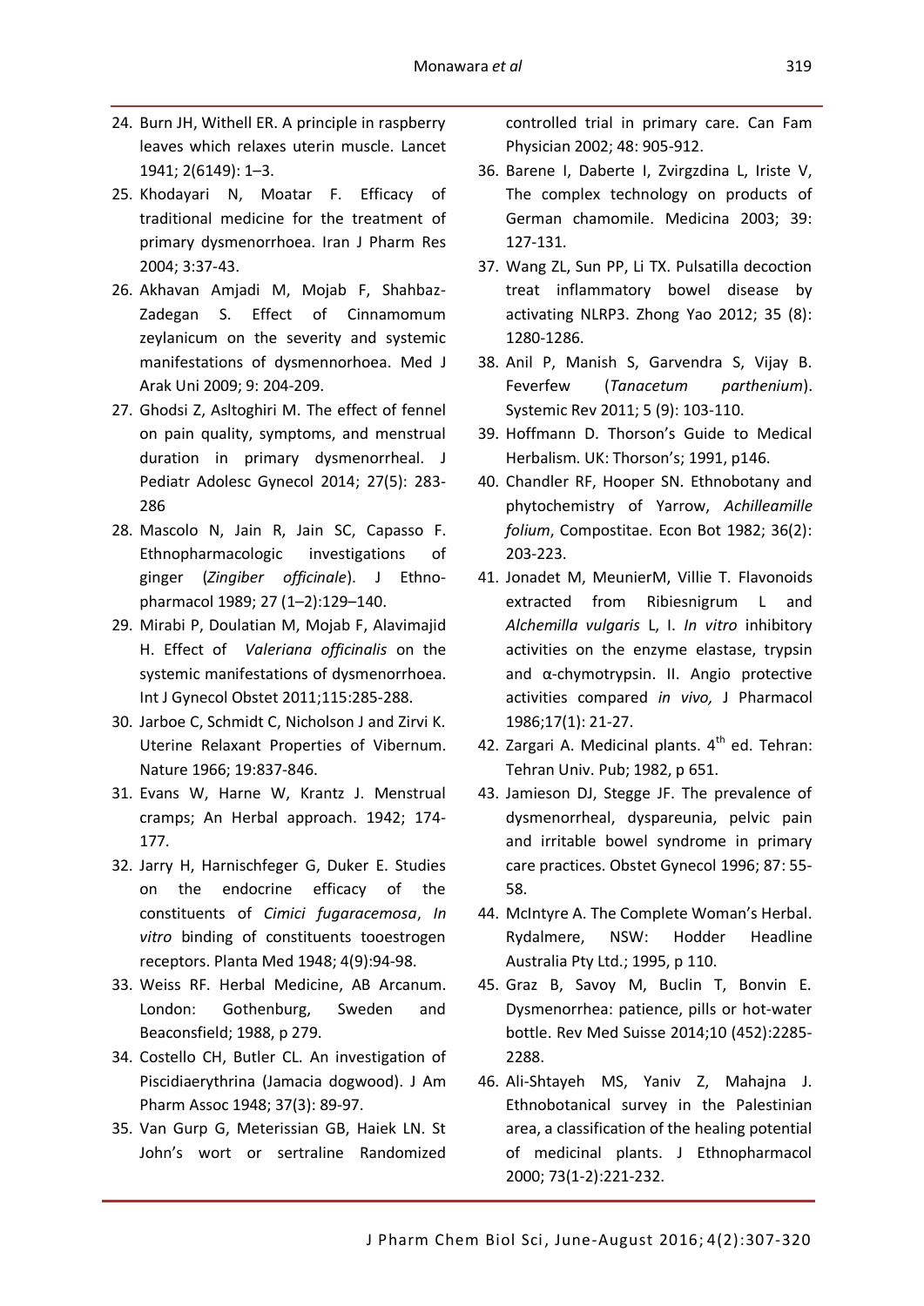24. Burn JH, Withell ER. A principle in raspberry leaves which relaxes uterin muscle. Lancet 1941; 2(6149): 1–3.
25. Khodayari N, Moatar F. Efficacy of traditional medicine for the treatment of primary dysmenorrhoea. Iran J Pharm Res 2004; 3:37-43.
26. Akhavan Amjadi M, Mojab F, Shahbaz-Zadegan S. Effect of Cinnamomum zeylanicum on the severity and systemic manifestations of dysmennorhoea. Med J Arak Uni 2009; 9: 204-209.
27. Ghodsi Z, Asltoghiri M. The effect of fennel on pain quality, symptoms, and menstrual duration in primary dysmenorrheal. J Pediatr Adolesc Gynecol 2014; 27(5): 283-286
28. Mascolo N, Jain R, Jain SC, Capasso F. Ethnopharmacologic investigations of ginger (*Zingiber officinale*). J Ethno-pharmacol 1989; 27 (1–2):129–140.
29. Mirabi P, Doulatian M, Mojab F, Alavimajid H. Effect of *Valeriana officinalis* on the systemic manifestations of dysmenorrhoea. Int J Gynecol Obstet 2011;115:285-288.
30. Jarboe C, Schmidt C, Nicholson J and Zirvi K. Uterine Relaxant Properties of Vibernum. Nature 1966; 19:837-846.
31. Evans W, Harne W, Krantz J. Menstrual cramps; An Herbal approach. 1942; 174-177.
32. Jarry H, Harnischfeger G, Duker E. Studies on the endocrine efficacy of the constituents of *Cimici fugaracemosa*, *In vitro* binding of constituents tooestrogen receptors. Planta Med 1948; 4(9):94-98.
33. Weiss RF. Herbal Medicine, AB Arcanum. London: Gothenburg, Sweden and Beaconsfield; 1988, p 279.
34. Costello CH, Butler CL. An investigation of Piscidiaerythrina (Jamacia dogwood). J Am Pharm Assoc 1948; 37(3): 89-97.
35. Van Gurp G, Meterissian GB, Haiek LN. St John's wort or sertraline Randomized controlled trial in primary care. Can Fam Physician 2002; 48: 905-912.
36. Barene I, Daberte I, Zvirgzdina L, Iriste V, The complex technology on products of German chamomile. Medicina 2003; 39: 127-131.
37. Wang ZL, Sun PP, Li TX. Pulsatilla decoction treat inflammatory bowel disease by activating NLRP3. Zhong Yao 2012; 35 (8): 1280-1286.
38. Anil P, Manish S, Garvendra S, Vijay B. Feverfew (*Tanacetum parthenium*). Systemic Rev 2011; 5 (9): 103-110.
39. Hoffmann D. Thorson's Guide to Medical Herbalism. UK: Thorson's; 1991, p146.
40. Chandler RF, Hooper SN. Ethnobotany and phytochemistry of Yarrow, *Achilleamille folium*, Compostitae. Econ Bot 1982; 36(2): 203-223.
41. Jonadet M, MeunierM, Villie T. Flavonoids extracted from Ribiesnigrum L and *Alchemilla vulgaris* L, I. *In vitro* inhibitory activities on the enzyme elastase, trypsin and α-chymotrypsin. II. Angio protective activities compared *in vivo,* J Pharmacol 1986;17(1): 21-27.
42. Zargari A. Medicinal plants. 4th ed. Tehran: Tehran Univ. Pub; 1982, p 651.
43. Jamieson DJ, Stegge JF. The prevalence of dysmenorrheal, dyspareunia, pelvic pain and irritable bowel syndrome in primary care practices. Obstet Gynecol 1996; 87: 55-58.
44. McIntyre A. The Complete Woman's Herbal. Rydalmere, NSW: Hodder Headline Australia Pty Ltd.; 1995, p 110.
45. Graz B, Savoy M, Buclin T, Bonvin E. Dysmenorrhea: patience, pills or hot-water bottle. Rev Med Suisse 2014;10 (452):2285-2288.
46. Ali-Shtayeh MS, Yaniv Z, Mahajna J. Ethnobotanical survey in the Palestinian area, a classification of the healing potential of medicinal plants. J Ethnopharmacol 2000; 73(1-2):221-232.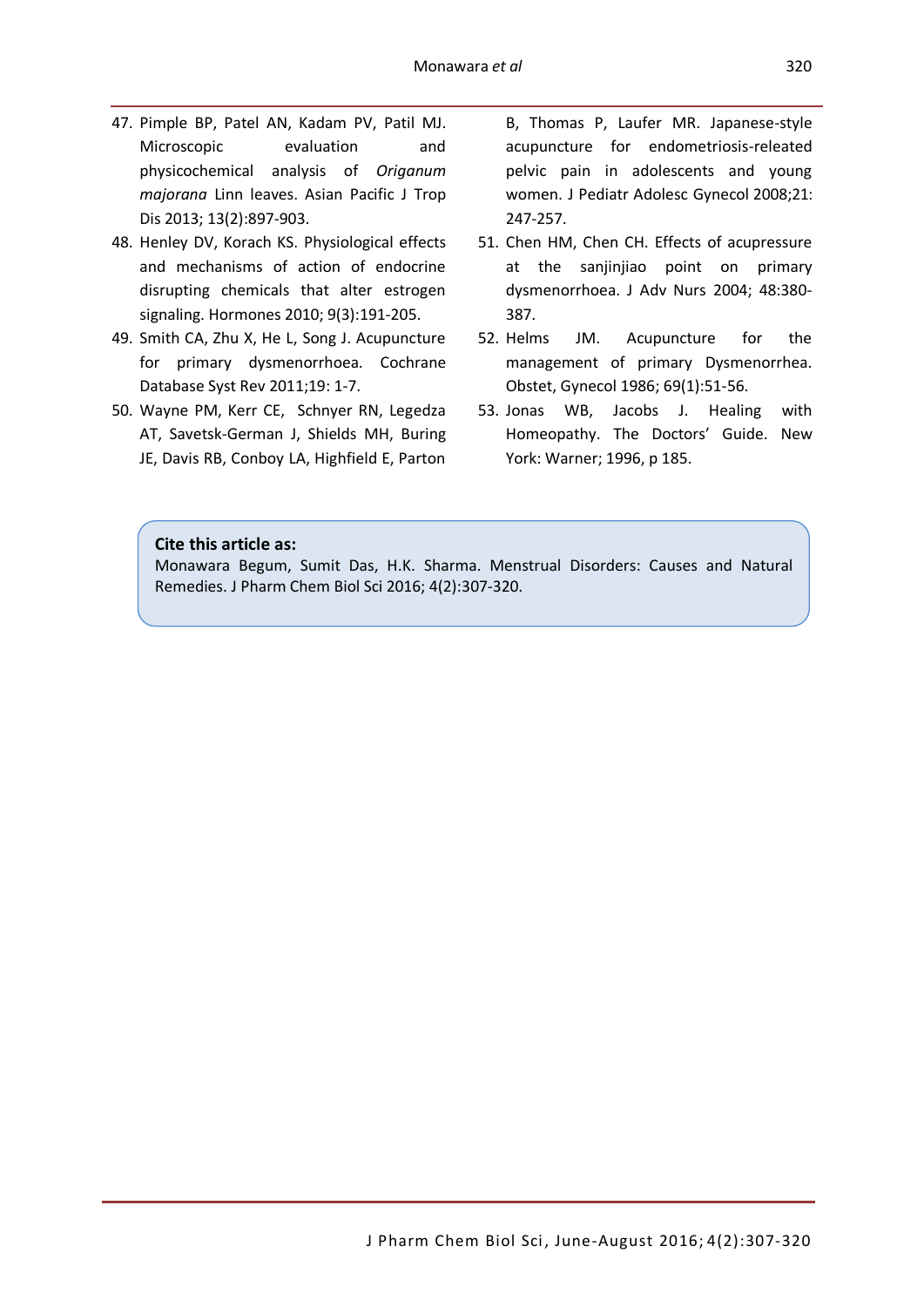47. Pimple BP, Patel AN, Kadam PV, Patil MJ. Microscopic evaluation and physicochemical analysis of *Origanum majorana* Linn leaves. Asian Pacific J Trop Dis 2013; 13(2):897-903.
48. Henley DV, Korach KS. Physiological effects and mechanisms of action of endocrine disrupting chemicals that alter estrogen signaling. Hormones 2010; 9(3):191-205.
49. Smith CA, Zhu X, He L, Song J. Acupuncture for primary dysmenorrhoea. Cochrane Database Syst Rev 2011;19: 1-7.
50. Wayne PM, Kerr CE, Schnyer RN, Legedza AT, Savetsk-German J, Shields MH, Buring JE, Davis RB, Conboy LA, Highfield E, Parton B, Thomas P, Laufer MR. Japanese-style acupuncture for endometriosis-releated pelvic pain in adolescents and young women. J Pediatr Adolesc Gynecol 2008;21: 247-257.
51. Chen HM, Chen CH. Effects of acupressure at the sanjinjiao point on primary dysmenorrhoea. J Adv Nurs 2004; 48:380-387.
52. Helms JM. Acupuncture for the management of primary Dysmenorrhea. Obstet, Gynecol 1986; 69(1):51-56.
53. Jonas WB, Jacobs J. Healing with Homeopathy. The Doctors' Guide. New York: Warner; 1996, p 185.

**Cite this article as:**
Monawara Begum, Sumit Das, H.K. Sharma. Menstrual Disorders: Causes and Natural Remedies. J Pharm Chem Biol Sci 2016; 4(2):307-320.